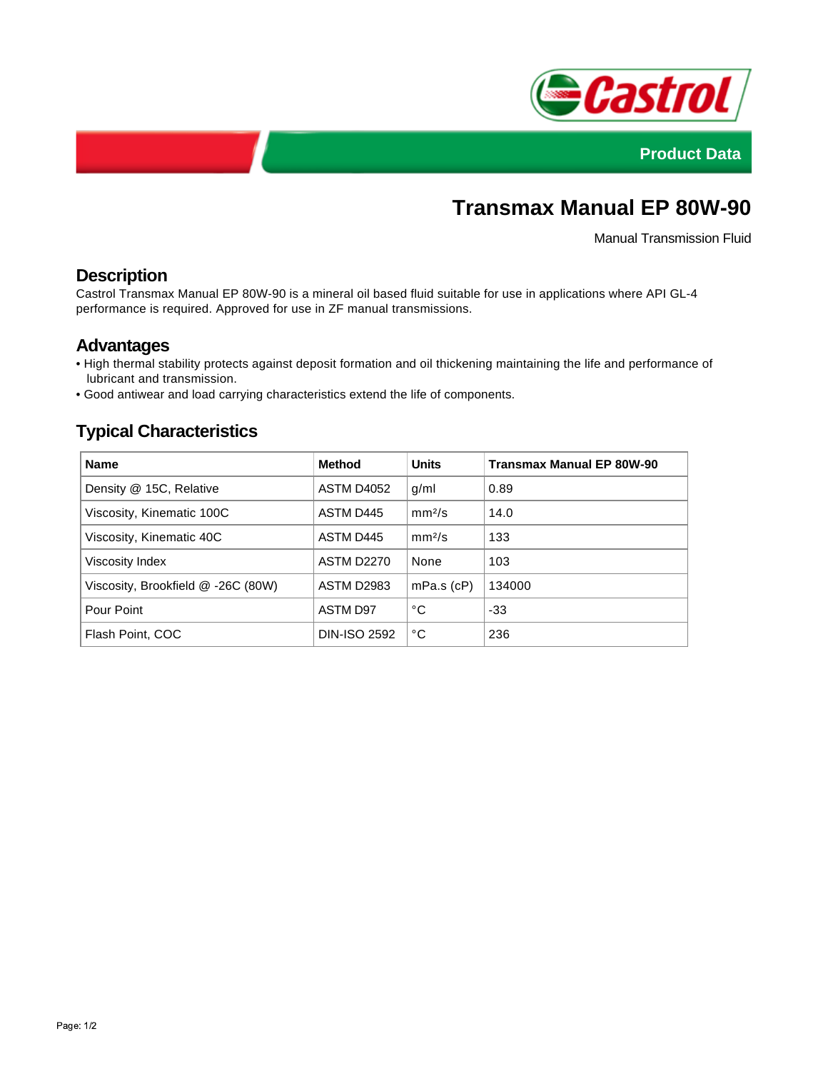Product Data

# Transmax Manual EP 80W-90

Manual Transmission Fluid

## Description

Castrol Transmax Manual EP 80W-90 is a mineral oil based fluid suitable for use in applications where API GL-4 performance is required. Approved for use in ZF manual transmissions.

## Advantages

- High thermal stability protects against deposit formation and oil thickening maintaining the life and performance of lubricant and transmission.
- Good antiwear and load carrying characteristics extend the life of components.

## Typical Characteristics

| Name | Method | Units | Transmax Manual EP 80W-90 |
|---|---|---|---|
| Density @ 15C, Relative | ASTM D4052 | g/ml | 0.89 |
| Viscosity, Kinematic 100C | ASTM D445 | $mm^2/s$ | 14.0 |
| Viscosity, Kinematic 40C | ASTM D445 | $mm^2/s$ | 133 |
| Viscosity Index | ASTM D2270 | None | 103 |
| Viscosity, Brookfield @ -26C (80W) | ASTM D2983 | mPa.s (cP) | 134000 |
| Pour Point | ASTM D97 | °C | -33 |
| Flash Point, COC | DIN-ISO 2592 | °C | 236 |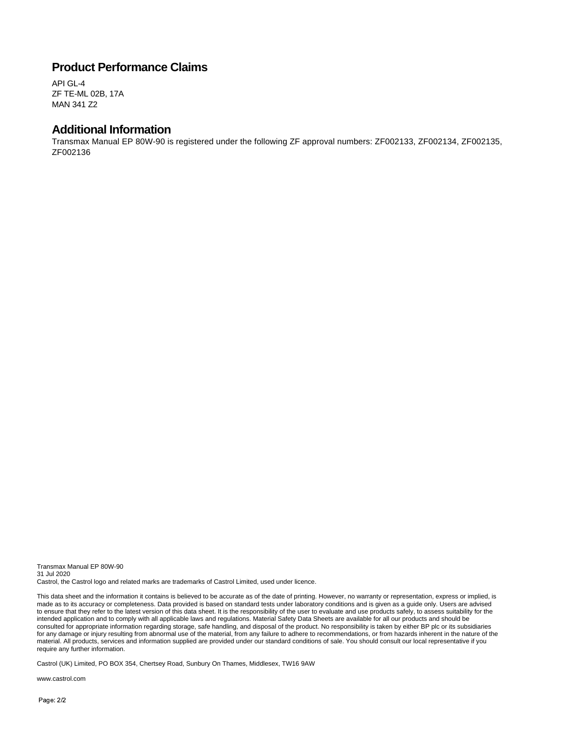## Product Performance Claims

API GL-4
ZF TE-ML 02B, 17A
MAN 341 Z2

## Additional Information

Transmax Manual EP 80W-90 is registered under the following ZF approval numbers: ZF002133, ZF002134, ZF002135, ZF002136

Transmax Manual EP 80W-90
31 Jul 2020
Castrol, the Castrol logo and related marks are trademarks of Castrol Limited, used under licence.

This data sheet and the information it contains is believed to be accurate as of the date of printing. However, no warranty or representation, express or implied, is made as to its accuracy or completeness. Data provided is based on standard tests under laboratory conditions and is given as a guide only. Users are advised to ensure that they refer to the latest version of this data sheet. It is the responsibility of the user to evaluate and use products safely, to assess suitability for the intended application and to comply with all applicable laws and regulations. Material Safety Data Sheets are available for all our products and should be consulted for appropriate information regarding storage, safe handling, and disposal of the product. No responsibility is taken by either BP plc or its subsidiaries for any damage or injury resulting from abnormal use of the material, from any failure to adhere to recommendations, or from hazards inherent in the nature of the material. All products, services and information supplied are provided under our standard conditions of sale. You should consult our local representative if you require any further information.

Castrol (UK) Limited, PO BOX 354, Chertsey Road, Sunbury On Thames, Middlesex, TW16 9AW

www.castrol.com